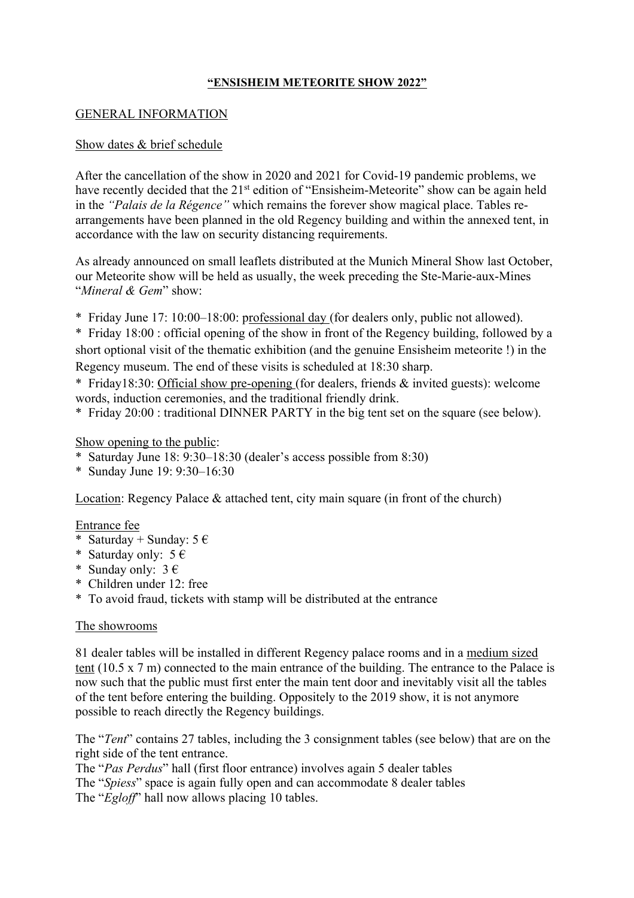# "ENSISHEIM METEORITE SHOW 2022"

## GENERAL INFORMATION

### Show dates & brief schedule

After the cancellation of the show in 2020 and 2021 for Covid-19 pandemic problems, we have recently decided that the 21st edition of "Ensisheim-Meteorite" show can be again held in the *"Palais de la Régence"* which remains the forever show magical place. Tables re-arrangements have been planned in the old Regency building and within the annexed tent, in accordance with the law on security distancing requirements.

As already announced on small leaflets distributed at the Munich Mineral Show last October, our Meteorite show will be held as usually, the week preceding the Ste-Marie-aux-Mines "*Mineral & Gem*" show:

* Friday June 17: 10:00–18:00: professional day (for dealers only, public not allowed).
* Friday 18:00 : official opening of the show in front of the Regency building, followed by a short optional visit of the thematic exhibition (and the genuine Ensisheim meteorite !) in the Regency museum. The end of these visits is scheduled at 18:30 sharp.
* Friday18:30: Official show pre-opening (for dealers, friends & invited guests): welcome words, induction ceremonies, and the traditional friendly drink.
* Friday 20:00 : traditional DINNER PARTY in the big tent set on the square (see below).

Show opening to the public:

* Saturday June 18: 9:30–18:30 (dealer's access possible from 8:30)
* Sunday June 19: 9:30–16:30

Location: Regency Palace & attached tent, city main square (in front of the church)

Entrance fee

* Saturday + Sunday: 5 €
* Saturday only: 5 €
* Sunday only: 3 €
* Children under 12: free
* To avoid fraud, tickets with stamp will be distributed at the entrance

### The showrooms

81 dealer tables will be installed in different Regency palace rooms and in a medium sized tent (10.5 x 7 m) connected to the main entrance of the building. The entrance to the Palace is now such that the public must first enter the main tent door and inevitably visit all the tables of the tent before entering the building. Oppositely to the 2019 show, it is not anymore possible to reach directly the Regency buildings.

The "*Tent*" contains 27 tables, including the 3 consignment tables (see below) that are on the right side of the tent entrance.
The "*Pas Perdus*" hall (first floor entrance) involves again 5 dealer tables
The "*Spiess*" space is again fully open and can accommodate 8 dealer tables
The "*Egloff*" hall now allows placing 10 tables.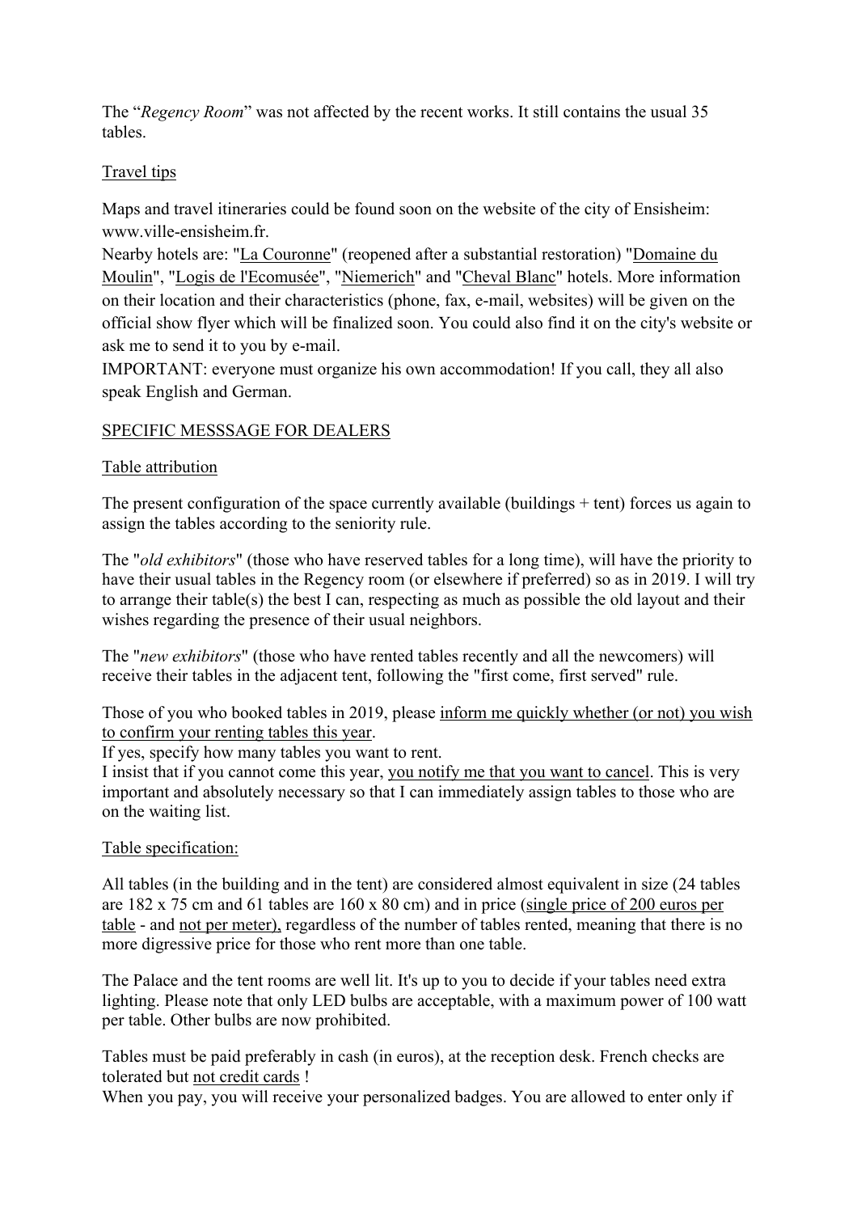The "*Regency Room*" was not affected by the recent works. It still contains the usual 35 tables.

Travel tips

Maps and travel itineraries could be found soon on the website of the city of Ensisheim: www.ville-ensisheim.fr.
Nearby hotels are: "La Couronne" (reopened after a substantial restoration) "Domaine du Moulin", "Logis de l'Ecomusée", "Niemerich" and "Cheval Blanc" hotels. More information on their location and their characteristics (phone, fax, e-mail, websites) will be given on the official show flyer which will be finalized soon. You could also find it on the city's website or ask me to send it to you by e-mail.
IMPORTANT: everyone must organize his own accommodation! If you call, they all also speak English and German.

SPECIFIC MESSSAGE FOR DEALERS

Table attribution

The present configuration of the space currently available (buildings + tent) forces us again to assign the tables according to the seniority rule.

The "*old exhibitors*" (those who have reserved tables for a long time), will have the priority to have their usual tables in the Regency room (or elsewhere if preferred) so as in 2019. I will try to arrange their table(s) the best I can, respecting as much as possible the old layout and their wishes regarding the presence of their usual neighbors.

The "*new exhibitors*" (those who have rented tables recently and all the newcomers) will receive their tables in the adjacent tent, following the "first come, first served" rule.

Those of you who booked tables in 2019, please inform me quickly whether (or not) you wish to confirm your renting tables this year.
If yes, specify how many tables you want to rent.
I insist that if you cannot come this year, you notify me that you want to cancel. This is very important and absolutely necessary so that I can immediately assign tables to those who are on the waiting list.

Table specification:

All tables (in the building and in the tent) are considered almost equivalent in size (24 tables are 182 x 75 cm and 61 tables are 160 x 80 cm) and in price (single price of 200 euros per table - and not per meter), regardless of the number of tables rented, meaning that there is no more digressive price for those who rent more than one table.

The Palace and the tent rooms are well lit. It's up to you to decide if your tables need extra lighting. Please note that only LED bulbs are acceptable, with a maximum power of 100 watt per table. Other bulbs are now prohibited.

Tables must be paid preferably in cash (in euros), at the reception desk. French checks are tolerated but not credit cards !
When you pay, you will receive your personalized badges. You are allowed to enter only if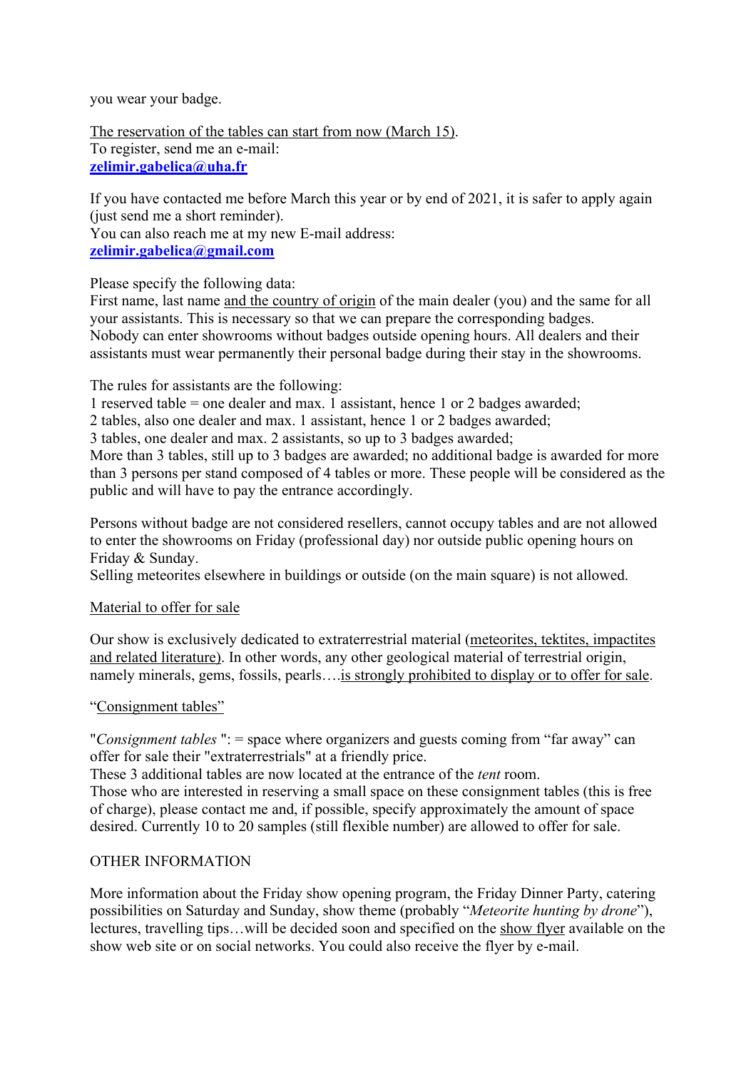you wear your badge.

The reservation of the tables can start from now (March 15).
To register, send me an e-mail:
**zelimir.gabelica@uha.fr**

If you have contacted me before March this year or by end of 2021, it is safer to apply again (just send me a short reminder).
You can also reach me at my new E-mail address:
**zelimir.gabelica@gmail.com**

Please specify the following data:
First name, last name and the country of origin of the main dealer (you) and the same for all your assistants. This is necessary so that we can prepare the corresponding badges.
Nobody can enter showrooms without badges outside opening hours. All dealers and their assistants must wear permanently their personal badge during their stay in the showrooms.

The rules for assistants are the following:
1 reserved table = one dealer and max. 1 assistant, hence 1 or 2 badges awarded;
2 tables, also one dealer and max. 1 assistant, hence 1 or 2 badges awarded;
3 tables, one dealer and max. 2 assistants, so up to 3 badges awarded;
More than 3 tables, still up to 3 badges are awarded; no additional badge is awarded for more than 3 persons per stand composed of 4 tables or more. These people will be considered as the public and will have to pay the entrance accordingly.

Persons without badge are not considered resellers, cannot occupy tables and are not allowed to enter the showrooms on Friday (professional day) nor outside public opening hours on Friday & Sunday.
Selling meteorites elsewhere in buildings or outside (on the main square) is not allowed.

Material to offer for sale

Our show is exclusively dedicated to extraterrestrial material (meteorites, tektites, impactites and related literature). In other words, any other geological material of terrestrial origin, namely minerals, gems, fossils, pearls….is strongly prohibited to display or to offer for sale.

"Consignment tables"

"*Consignment tables* ": = space where organizers and guests coming from "far away" can offer for sale their "extraterrestrials" at a friendly price.
These 3 additional tables are now located at the entrance of the *tent* room.
Those who are interested in reserving a small space on these consignment tables (this is free of charge), please contact me and, if possible, specify approximately the amount of space desired. Currently 10 to 20 samples (still flexible number) are allowed to offer for sale.

OTHER INFORMATION

More information about the Friday show opening program, the Friday Dinner Party, catering possibilities on Saturday and Sunday, show theme (probably "*Meteorite hunting by drone*"), lectures, travelling tips…will be decided soon and specified on the show flyer available on the show web site or on social networks. You could also receive the flyer by e-mail.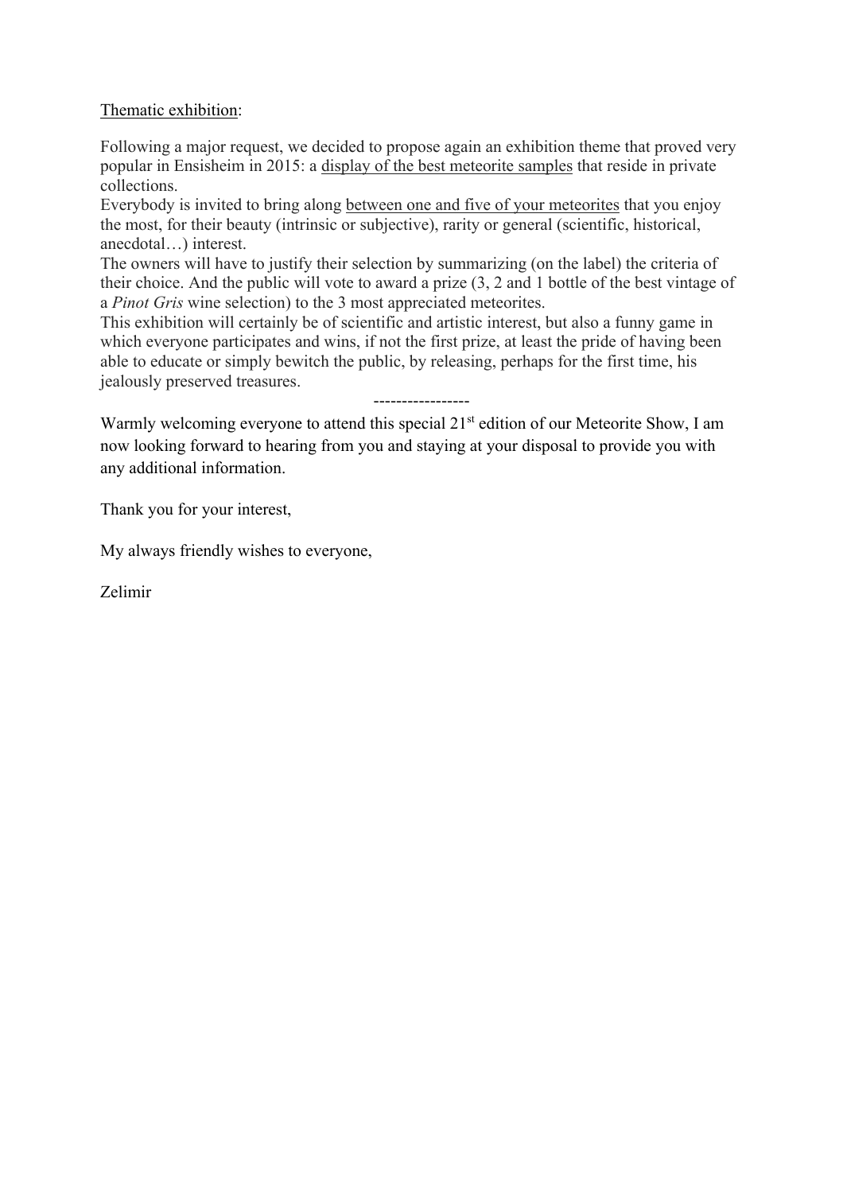<u>Thematic exhibition</u>:

Following a major request, we decided to propose again an exhibition theme that proved very popular in Ensisheim in 2015: a <u>display of the best meteorite samples</u> that reside in private collections.
Everybody is invited to bring along <u>between one and five of your meteorites</u> that you enjoy the most, for their beauty (intrinsic or subjective), rarity or general (scientific, historical, anecdotal…) interest.
The owners will have to justify their selection by summarizing (on the label) the criteria of their choice. And the public will vote to award a prize (3, 2 and 1 bottle of the best vintage of a *Pinot Gris* wine selection) to the 3 most appreciated meteorites.
This exhibition will certainly be of scientific and artistic interest, but also a funny game in which everyone participates and wins, if not the first prize, at least the pride of having been able to educate or simply bewitch the public, by releasing, perhaps for the first time, his jealously preserved treasures.

----------------

Warmly welcoming everyone to attend this special 21st edition of our Meteorite Show, I am now looking forward to hearing from you and staying at your disposal to provide you with any additional information.

Thank you for your interest,

My always friendly wishes to everyone,

Zelimir